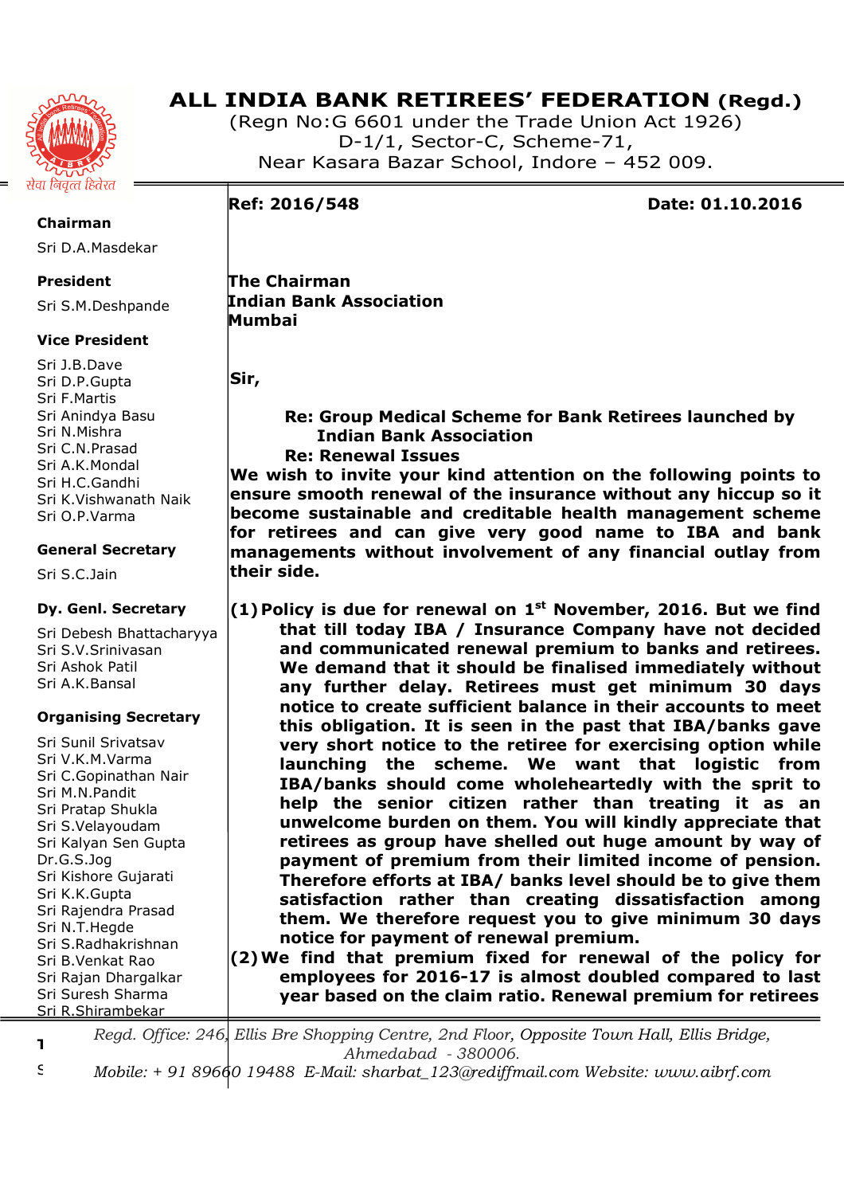# ALL INDIA BANK RETIREES' FEDERATION (Regd.)

(Regn No:G 6601 under the Trade Union Act 1926)
D-1/1, Sector-C, Scheme-71,
Near Kasara Bazar School, Indore – 452 009.

सेवा निवृत्त हितेरत

**Chairman**
Sri D.A.Masdekar

**President**
Sri S.M.Deshpande

**Vice President**
Sri J.B.Dave
Sri D.P.Gupta
Sri F.Martis
Sri Anindya Basu
Sri N.Mishra
Sri C.N.Prasad
Sri A.K.Mondal
Sri H.C.Gandhi
Sri K.Vishwanath Naik
Sri O.P.Varma

**General Secretary**
Sri S.C.Jain

**Dy. Genl. Secretary**
Sri Debesh Bhattacharyya
Sri S.V.Srinivasan
Sri Ashok Patil
Sri A.K.Bansal

**Organising Secretary**
Sri Sunil Srivatsav
Sri V.K.M.Varma
Sri C.Gopinathan Nair
Sri M.N.Pandit
Sri Pratap Shukla
Sri S.Velayoudam
Sri Kalyan Sen Gupta
Dr.G.S.Jog
Sri Kishore Gujarati
Sri K.K.Gupta
Sri Rajendra Prasad
Sri N.T.Hegde
Sri S.Radhakrishnan
Sri B.Venkat Rao
Sri Rajan Dhargalkar
Sri Suresh Sharma
Sri R.Shirambekar

**Ref: 2016/548** **Date: 01.10.2016**

**The Chairman**
**Indian Bank Association**
**Mumbai**

**Sir,**

**Re: Group Medical Scheme for Bank Retirees launched by Indian Bank Association**
**Re: Renewal Issues**

**We wish to invite your kind attention on the following points to ensure smooth renewal of the insurance without any hiccup so it become sustainable and creditable health management scheme for retirees and can give very good name to IBA and bank managements without involvement of any financial outlay from their side.**

**(1) Policy is due for renewal on 1st November, 2016. But we find that till today IBA / Insurance Company have not decided and communicated renewal premium to banks and retirees. We demand that it should be finalised immediately without any further delay. Retirees must get minimum 30 days notice to create sufficient balance in their accounts to meet this obligation. It is seen in the past that IBA/banks gave very short notice to the retiree for exercising option while launching the scheme. We want that logistic from IBA/banks should come wholeheartedly with the sprit to help the senior citizen rather than treating it as an unwelcome burden on them. You will kindly appreciate that retirees as group have shelled out huge amount by way of payment of premium from their limited income of pension. Therefore efforts at IBA/ banks level should be to give them satisfaction rather than creating dissatisfaction among them. We therefore request you to give minimum 30 days notice for payment of renewal premium.**

**(2) We find that premium fixed for renewal of the policy for employees for 2016-17 is almost doubled compared to last year based on the claim ratio. Renewal premium for retirees**

*Regd. Office: 246, Ellis Bre Shopping Centre, 2nd Floor, Opposite Town Hall, Ellis Bridge, Ahmedabad - 380006.*
*Mobile: + 91 89660 19488 E-Mail: sharbat_123@rediffmail.com Website: www.aibrf.com*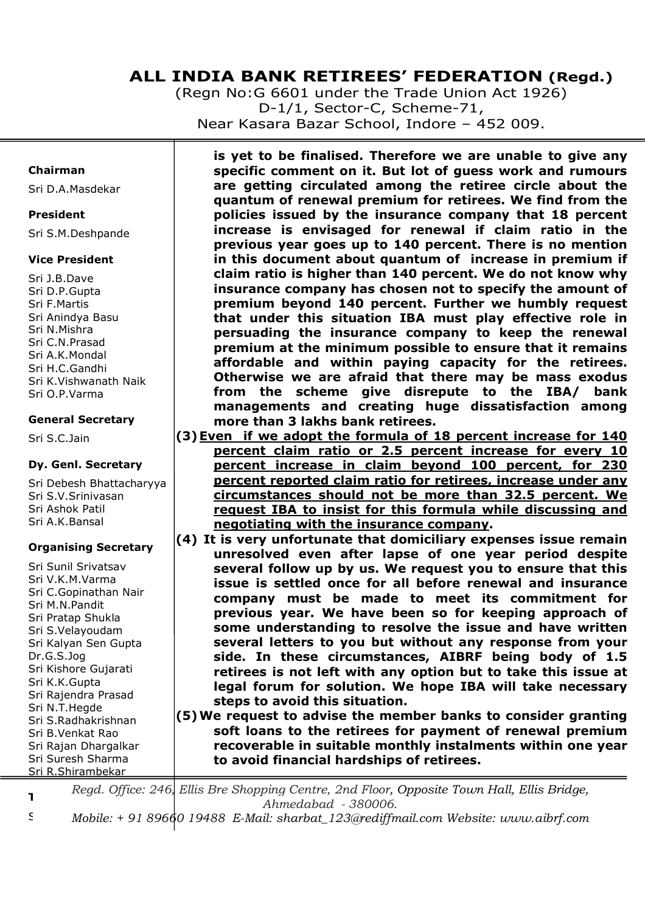# ALL INDIA BANK RETIREES' FEDERATION (Regd.)

(Regn No:G 6601 under the Trade Union Act 1926)
D-1/1, Sector-C, Scheme-71,
Near Kasara Bazar School, Indore – 452 009.

**Chairman**
Sri D.A.Masdekar

**President**
Sri S.M.Deshpande

**Vice President**
Sri J.B.Dave
Sri D.P.Gupta
Sri F.Martis
Sri Anindya Basu
Sri N.Mishra
Sri C.N.Prasad
Sri A.K.Mondal
Sri H.C.Gandhi
Sri K.Vishwanath Naik
Sri O.P.Varma

**General Secretary**
Sri S.C.Jain

**Dy. Genl. Secretary**
Sri Debesh Bhattacharyya
Sri S.V.Srinivasan
Sri Ashok Patil
Sri A.K.Bansal

**Organising Secretary**
Sri Sunil Srivatsav
Sri V.K.M.Varma
Sri C.Gopinathan Nair
Sri M.N.Pandit
Sri Pratap Shukla
Sri S.Velayoudam
Sri Kalyan Sen Gupta
Dr.G.S.Jog
Sri Kishore Gujarati
Sri K.K.Gupta
Sri Rajendra Prasad
Sri N.T.Hegde
Sri S.Radhakrishnan
Sri B.Venkat Rao
Sri Rajan Dhargalkar
Sri Suresh Sharma
Sri R.Shirambekar

**is yet to be finalised. Therefore we are unable to give any specific comment on it. But lot of guess work and rumours are getting circulated among the retiree circle about the quantum of renewal premium for retirees. We find from the policies issued by the insurance company that 18 percent increase is envisaged for renewal if claim ratio in the previous year goes up to 140 percent. There is no mention in this document about quantum of increase in premium if claim ratio is higher than 140 percent. We do not know why insurance company has chosen not to specify the amount of premium beyond 140 percent. Further we humbly request that under this situation IBA must play effective role in persuading the insurance company to keep the renewal premium at the minimum possible to ensure that it remains affordable and within paying capacity for the retirees. Otherwise we are afraid that there may be mass exodus from the scheme give disrepute to the IBA/ bank managements and creating huge dissatisfaction among more than 3 lakhs bank retirees.**

**(3)** **<u>Even if we adopt the formula of 18 percent increase for 140 percent claim ratio or 2.5 percent increase for every 10 percent increase in claim beyond 100 percent, for 230 percent reported claim ratio for retirees, increase under any circumstances should not be more than 32.5 percent. We request IBA to insist for this formula while discussing and negotiating with the insurance company</u>.**

**(4) It is very unfortunate that domiciliary expenses issue remain unresolved even after lapse of one year period despite several follow up by us. We request you to ensure that this issue is settled once for all before renewal and insurance company must be made to meet its commitment for previous year. We have been so for keeping approach of some understanding to resolve the issue and have written several letters to you but without any response from your side. In these circumstances, AIBRF being body of 1.5 retirees is not left with any option but to take this issue at legal forum for solution. We hope IBA will take necessary steps to avoid this situation.**

**(5) We request to advise the member banks to consider granting soft loans to the retirees for payment of renewal premium recoverable in suitable monthly instalments within one year to avoid financial hardships of retirees.**

*Regd. Office: 246, Ellis Bre Shopping Centre, 2nd Floor, Opposite Town Hall, Ellis Bridge, Ahmedabad - 380006.*
*Mobile: + 91 89660 19488 E-Mail: sharbat_123@rediffmail.com Website: www.aibrf.com*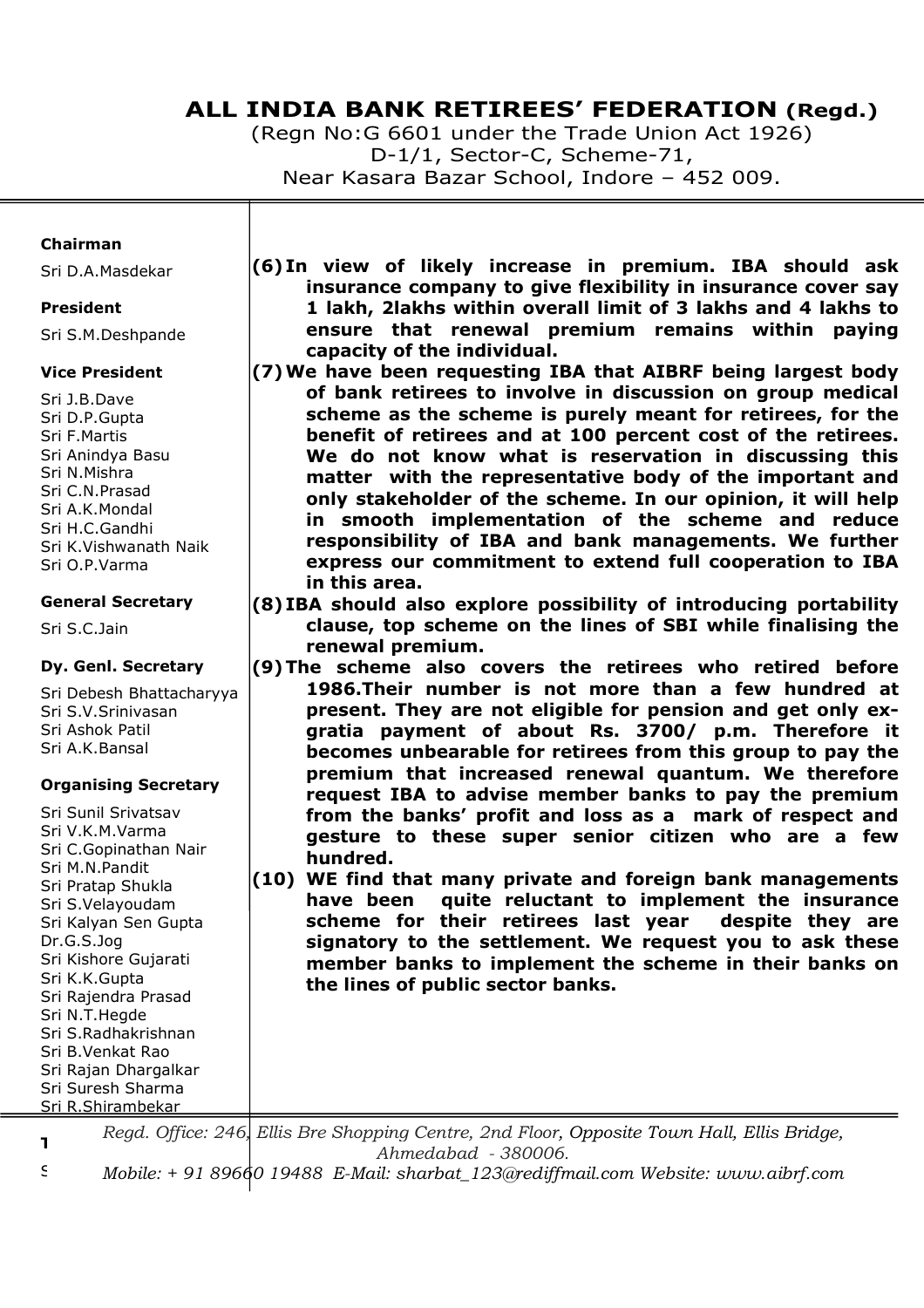# ALL INDIA BANK RETIREES' FEDERATION (Regd.)

(Regn No:G 6601 under the Trade Union Act 1926)
D-1/1, Sector-C, Scheme-71,
Near Kasara Bazar School, Indore – 452 009.

**Chairman**
Sri D.A.Masdekar

**President**
Sri S.M.Deshpande

**Vice President**
Sri J.B.Dave
Sri D.P.Gupta
Sri F.Martis
Sri Anindya Basu
Sri N.Mishra
Sri C.N.Prasad
Sri A.K.Mondal
Sri H.C.Gandhi
Sri K.Vishwanath Naik
Sri O.P.Varma

**General Secretary**
Sri S.C.Jain

**Dy. Genl. Secretary**
Sri Debesh Bhattacharyya
Sri S.V.Srinivasan
Sri Ashok Patil
Sri A.K.Bansal

**Organising Secretary**
Sri Sunil Srivatsav
Sri V.K.M.Varma
Sri C.Gopinathan Nair
Sri M.N.Pandit
Sri Pratap Shukla
Sri S.Velayoudam
Sri Kalyan Sen Gupta
Dr.G.S.Jog
Sri Kishore Gujarati
Sri K.K.Gupta
Sri Rajendra Prasad
Sri N.T.Hegde
Sri S.Radhakrishnan
Sri B.Venkat Rao
Sri Rajan Dhargalkar
Sri Suresh Sharma
Sri R.Shirambekar

**(6) In view of likely increase in premium. IBA should ask insurance company to give flexibility in insurance cover say 1 lakh, 2lakhs within overall limit of 3 lakhs and 4 lakhs to ensure that renewal premium remains within paying capacity of the individual.**

**(7) We have been requesting IBA that AIBRF being largest body of bank retirees to involve in discussion on group medical scheme as the scheme is purely meant for retirees, for the benefit of retirees and at 100 percent cost of the retirees. We do not know what is reservation in discussing this matter with the representative body of the important and only stakeholder of the scheme. In our opinion, it will help in smooth implementation of the scheme and reduce responsibility of IBA and bank managements. We further express our commitment to extend full cooperation to IBA in this area.**

**(8) IBA should also explore possibility of introducing portability clause, top scheme on the lines of SBI while finalising the renewal premium.**

**(9) The scheme also covers the retirees who retired before 1986.Their number is not more than a few hundred at present. They are not eligible for pension and get only ex-gratia payment of about Rs. 3700/ p.m. Therefore it becomes unbearable for retirees from this group to pay the premium that increased renewal quantum. We therefore request IBA to advise member banks to pay the premium from the banks' profit and loss as a mark of respect and gesture to these super senior citizen who are a few hundred.**

**(10) WE find that many private and foreign bank managements have been quite reluctant to implement the insurance scheme for their retirees last year despite they are signatory to the settlement. We request you to ask these member banks to implement the scheme in their banks on the lines of public sector banks.**

*Regd. Office: 246, Ellis Bre Shopping Centre, 2nd Floor, Opposite Town Hall, Ellis Bridge, Ahmedabad - 380006.*
*Mobile: + 91 89660 19488 E-Mail: sharbat_123@rediffmail.com Website: www.aibrf.com*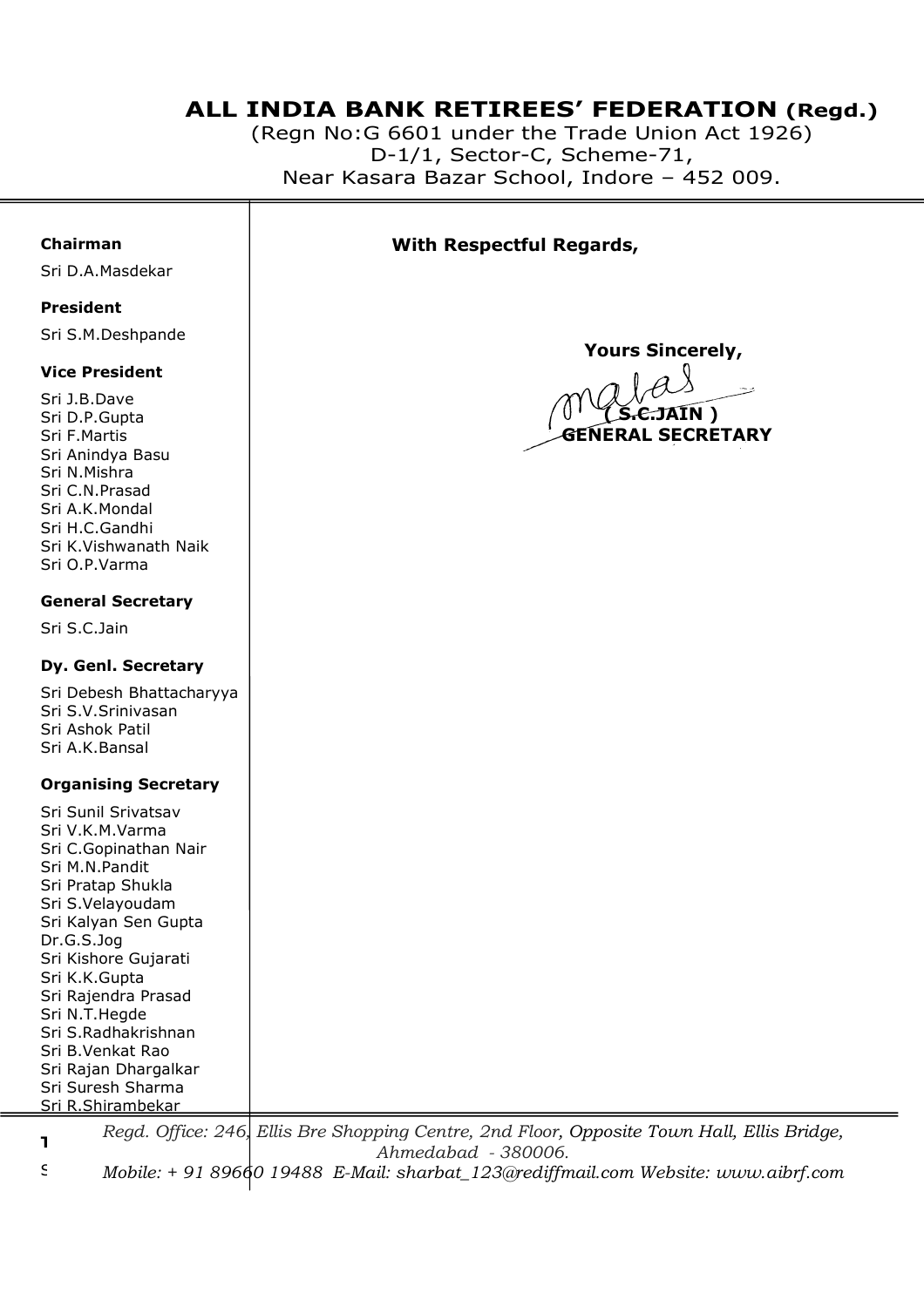# ALL INDIA BANK RETIREES' FEDERATION (Regd.)

(Regn No:G 6601 under the Trade Union Act 1926)
D-1/1, Sector-C, Scheme-71,
Near Kasara Bazar School, Indore – 452 009.

**Chairman**

Sri D.A.Masdekar

**President**

Sri S.M.Deshpande

**Vice President**

Sri J.B.Dave
Sri D.P.Gupta
Sri F.Martis
Sri Anindya Basu
Sri N.Mishra
Sri C.N.Prasad
Sri A.K.Mondal
Sri H.C.Gandhi
Sri K.Vishwanath Naik
Sri O.P.Varma

**General Secretary**

Sri S.C.Jain

**Dy. Genl. Secretary**

Sri Debesh Bhattacharyya
Sri S.V.Srinivasan
Sri Ashok Patil
Sri A.K.Bansal

**Organising Secretary**

Sri Sunil Srivatsav
Sri V.K.M.Varma
Sri C.Gopinathan Nair
Sri M.N.Pandit
Sri Pratap Shukla
Sri S.Velayoudam
Sri Kalyan Sen Gupta
Dr.G.S.Jog
Sri Kishore Gujarati
Sri K.K.Gupta
Sri Rajendra Prasad
Sri N.T.Hegde
Sri S.Radhakrishnan
Sri B.Venkat Rao
Sri Rajan Dhargalkar
Sri Suresh Sharma
Sri R.Shirambekar

**With Respectful Regards,**

**Yours Sincerely,**

**( S.C.JAIN )**
**GENERAL SECRETARY**

*Regd. Office: 246, Ellis Bre Shopping Centre, 2nd Floor, Opposite Town Hall, Ellis Bridge, Ahmedabad - 380006.*
*Mobile: + 91 89660 19488 E-Mail: sharbat_123@rediffmail.com Website: www.aibrf.com*